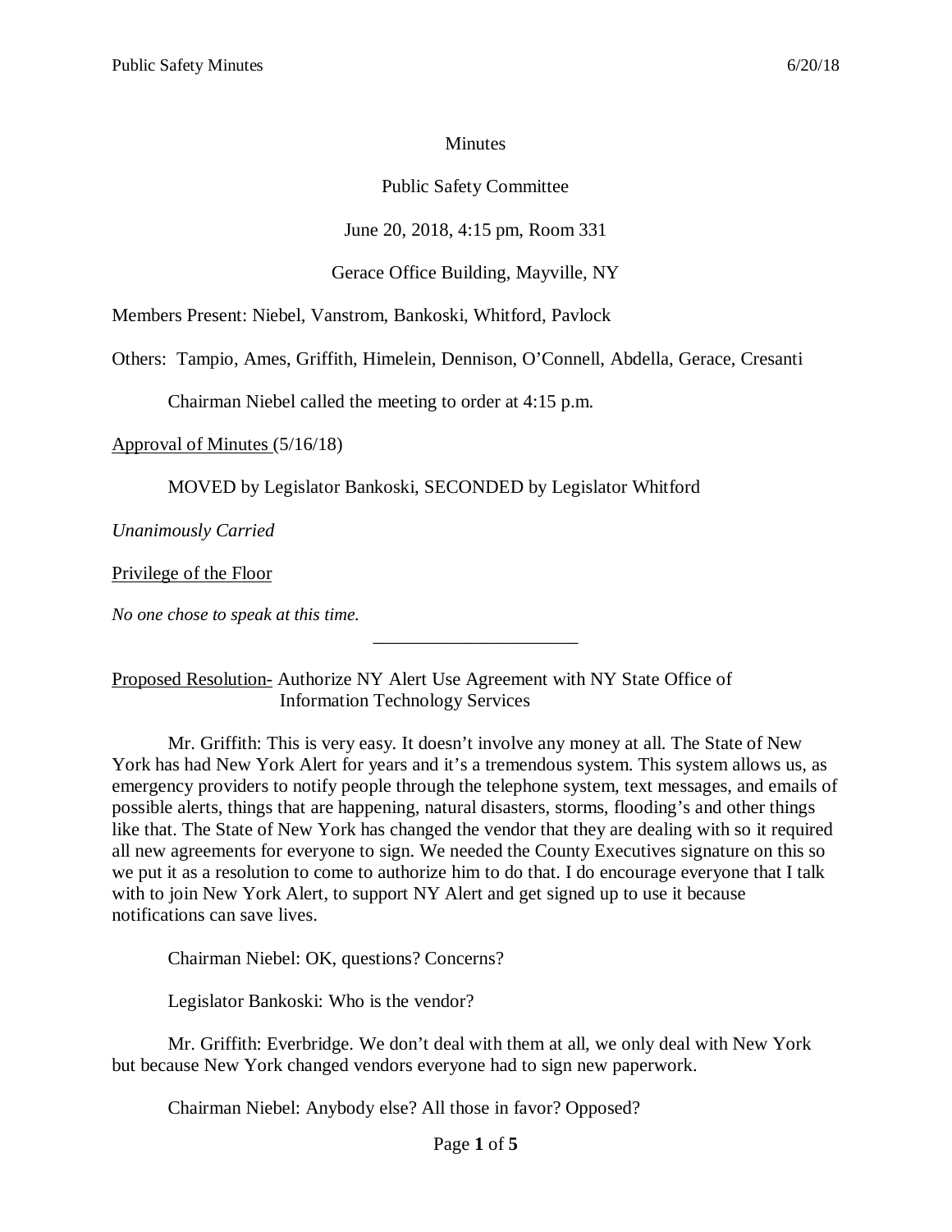Minutes

Public Safety Committee

June 20, 2018, 4:15 pm, Room 331

Gerace Office Building, Mayville, NY

Members Present: Niebel, Vanstrom, Bankoski, Whitford, Pavlock

Others: Tampio, Ames, Griffith, Himelein, Dennison, O'Connell, Abdella, Gerace, Cresanti

Chairman Niebel called the meeting to order at 4:15 p.m.

Approval of Minutes (5/16/18)

MOVED by Legislator Bankoski, SECONDED by Legislator Whitford

*Unanimously Carried*

Privilege of the Floor

*No one chose to speak at this time.*

---

Proposed Resolution- Authorize NY Alert Use Agreement with NY State Office of Information Technology Services

Mr. Griffith: This is very easy. It doesn't involve any money at all. The State of New York has had New York Alert for years and it's a tremendous system. This system allows us, as emergency providers to notify people through the telephone system, text messages, and emails of possible alerts, things that are happening, natural disasters, storms, flooding's and other things like that. The State of New York has changed the vendor that they are dealing with so it required all new agreements for everyone to sign. We needed the County Executives signature on this so we put it as a resolution to come to authorize him to do that. I do encourage everyone that I talk with to join New York Alert, to support NY Alert and get signed up to use it because notifications can save lives.

Chairman Niebel: OK, questions? Concerns?

Legislator Bankoski: Who is the vendor?

Mr. Griffith: Everbridge. We don't deal with them at all, we only deal with New York but because New York changed vendors everyone had to sign new paperwork.

Chairman Niebel: Anybody else? All those in favor? Opposed?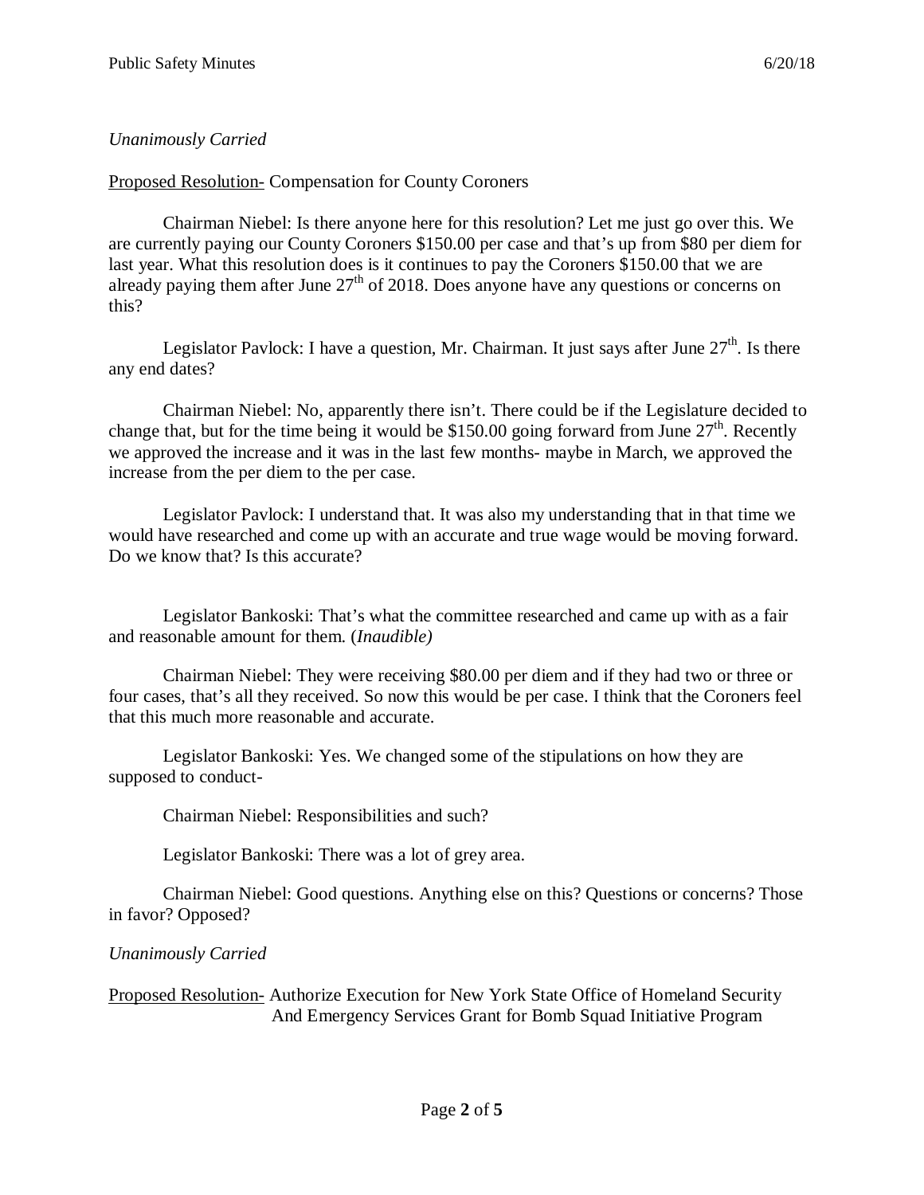*Unanimously Carried*

Proposed Resolution- Compensation for County Coroners

Chairman Niebel: Is there anyone here for this resolution? Let me just go over this. We are currently paying our County Coroners $150.00 per case and that's up from $80 per diem for last year. What this resolution does is it continues to pay the Coroners $150.00 that we are already paying them after June 27th of 2018. Does anyone have any questions or concerns on this?

Legislator Pavlock: I have a question, Mr. Chairman. It just says after June 27th. Is there any end dates?

Chairman Niebel: No, apparently there isn't. There could be if the Legislature decided to change that, but for the time being it would be $150.00 going forward from June 27th. Recently we approved the increase and it was in the last few months- maybe in March, we approved the increase from the per diem to the per case.

Legislator Pavlock: I understand that. It was also my understanding that in that time we would have researched and come up with an accurate and true wage would be moving forward. Do we know that? Is this accurate?

Legislator Bankoski: That's what the committee researched and came up with as a fair and reasonable amount for them. (*Inaudible)*

Chairman Niebel: They were receiving $80.00 per diem and if they had two or three or four cases, that's all they received. So now this would be per case. I think that the Coroners feel that this much more reasonable and accurate.

Legislator Bankoski: Yes. We changed some of the stipulations on how they are supposed to conduct-

Chairman Niebel: Responsibilities and such?

Legislator Bankoski: There was a lot of grey area.

Chairman Niebel: Good questions. Anything else on this? Questions or concerns? Those in favor? Opposed?

*Unanimously Carried*

Proposed Resolution- Authorize Execution for New York State Office of Homeland Security And Emergency Services Grant for Bomb Squad Initiative Program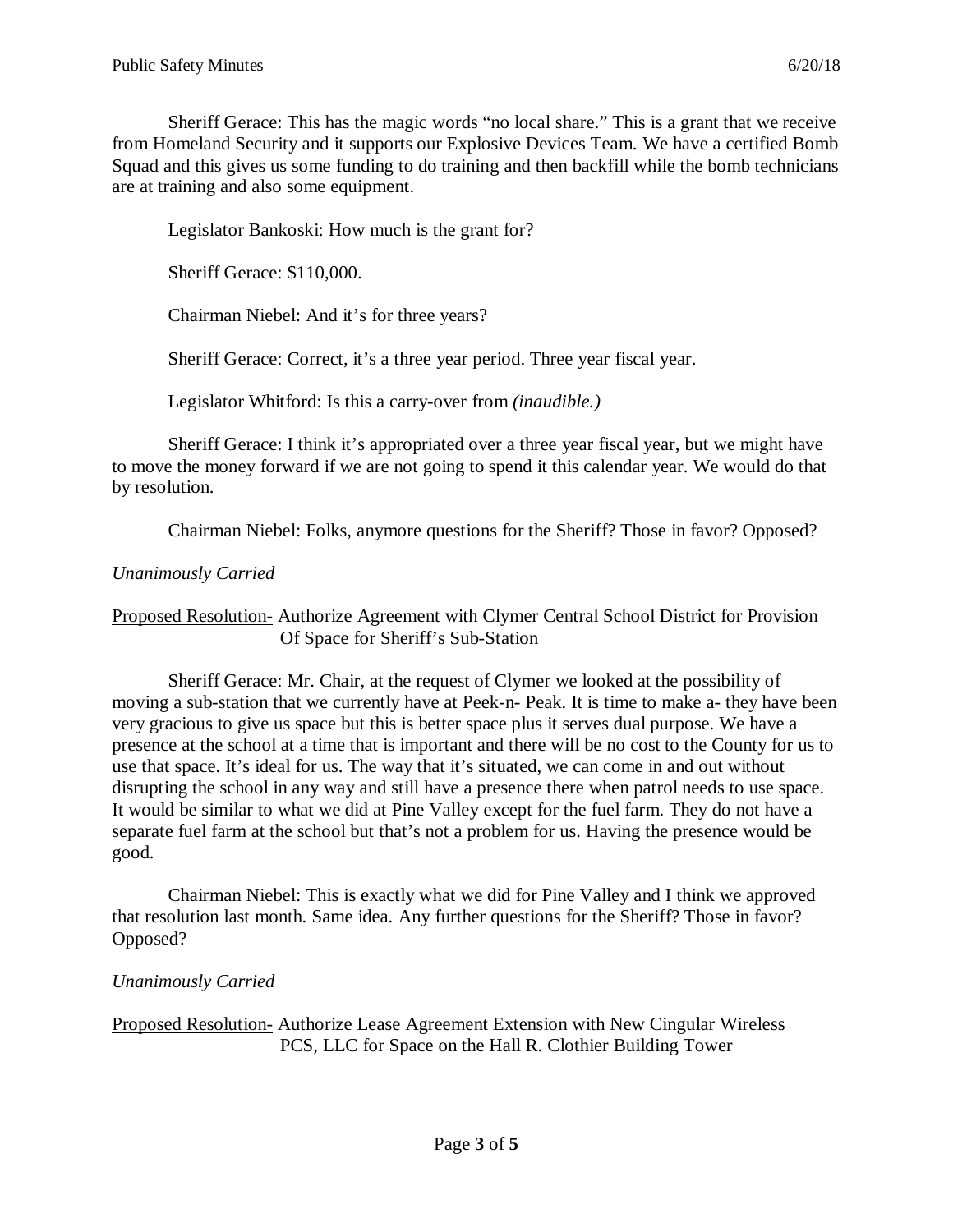Sheriff Gerace: This has the magic words "no local share." This is a grant that we receive from Homeland Security and it supports our Explosive Devices Team. We have a certified Bomb Squad and this gives us some funding to do training and then backfill while the bomb technicians are at training and also some equipment.

Legislator Bankoski: How much is the grant for?

Sheriff Gerace: $110,000.

Chairman Niebel: And it's for three years?

Sheriff Gerace: Correct, it's a three year period. Three year fiscal year.

Legislator Whitford: Is this a carry-over from *(inaudible.)*

Sheriff Gerace: I think it's appropriated over a three year fiscal year, but we might have to move the money forward if we are not going to spend it this calendar year. We would do that by resolution.

Chairman Niebel: Folks, anymore questions for the Sheriff? Those in favor? Opposed?

*Unanimously Carried*

Proposed Resolution- Authorize Agreement with Clymer Central School District for Provision Of Space for Sheriff's Sub-Station

Sheriff Gerace: Mr. Chair, at the request of Clymer we looked at the possibility of moving a sub-station that we currently have at Peek-n- Peak. It is time to make a- they have been very gracious to give us space but this is better space plus it serves dual purpose. We have a presence at the school at a time that is important and there will be no cost to the County for us to use that space. It's ideal for us. The way that it's situated, we can come in and out without disrupting the school in any way and still have a presence there when patrol needs to use space. It would be similar to what we did at Pine Valley except for the fuel farm. They do not have a separate fuel farm at the school but that's not a problem for us. Having the presence would be good.

Chairman Niebel: This is exactly what we did for Pine Valley and I think we approved that resolution last month. Same idea. Any further questions for the Sheriff? Those in favor? Opposed?

*Unanimously Carried*

Proposed Resolution- Authorize Lease Agreement Extension with New Cingular Wireless PCS, LLC for Space on the Hall R. Clothier Building Tower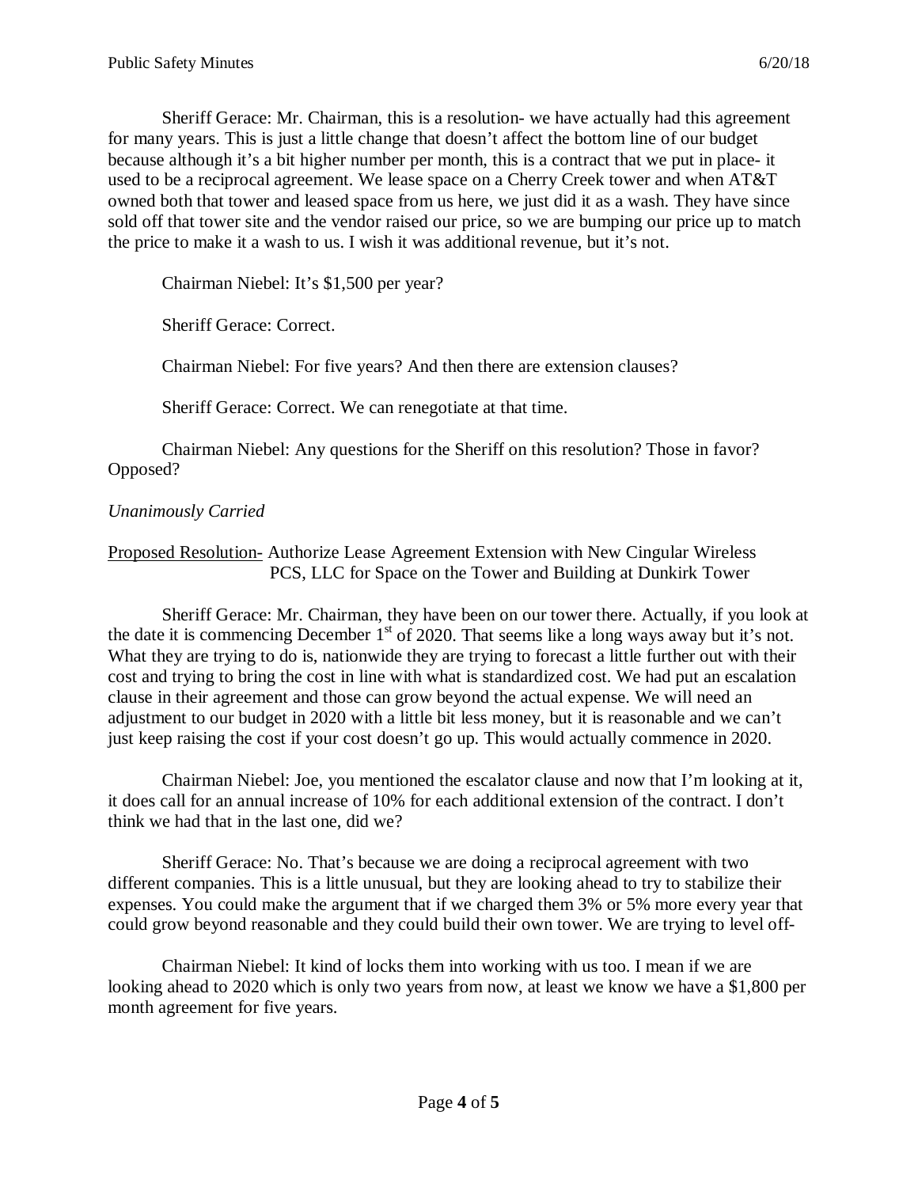Sheriff Gerace: Mr. Chairman, this is a resolution- we have actually had this agreement for many years. This is just a little change that doesn't affect the bottom line of our budget because although it's a bit higher number per month, this is a contract that we put in place- it used to be a reciprocal agreement. We lease space on a Cherry Creek tower and when AT&T owned both that tower and leased space from us here, we just did it as a wash. They have since sold off that tower site and the vendor raised our price, so we are bumping our price up to match the price to make it a wash to us. I wish it was additional revenue, but it's not.

Chairman Niebel: It's $1,500 per year?

Sheriff Gerace: Correct.

Chairman Niebel: For five years? And then there are extension clauses?

Sheriff Gerace: Correct. We can renegotiate at that time.

Chairman Niebel: Any questions for the Sheriff on this resolution? Those in favor? Opposed?

*Unanimously Carried*

Proposed Resolution- Authorize Lease Agreement Extension with New Cingular Wireless PCS, LLC for Space on the Tower and Building at Dunkirk Tower

Sheriff Gerace: Mr. Chairman, they have been on our tower there. Actually, if you look at the date it is commencing December 1st of 2020. That seems like a long ways away but it's not. What they are trying to do is, nationwide they are trying to forecast a little further out with their cost and trying to bring the cost in line with what is standardized cost. We had put an escalation clause in their agreement and those can grow beyond the actual expense. We will need an adjustment to our budget in 2020 with a little bit less money, but it is reasonable and we can't just keep raising the cost if your cost doesn't go up. This would actually commence in 2020.

Chairman Niebel: Joe, you mentioned the escalator clause and now that I'm looking at it, it does call for an annual increase of 10% for each additional extension of the contract. I don't think we had that in the last one, did we?

Sheriff Gerace: No. That's because we are doing a reciprocal agreement with two different companies. This is a little unusual, but they are looking ahead to try to stabilize their expenses. You could make the argument that if we charged them 3% or 5% more every year that could grow beyond reasonable and they could build their own tower. We are trying to level off-

Chairman Niebel: It kind of locks them into working with us too. I mean if we are looking ahead to 2020 which is only two years from now, at least we know we have a $1,800 per month agreement for five years.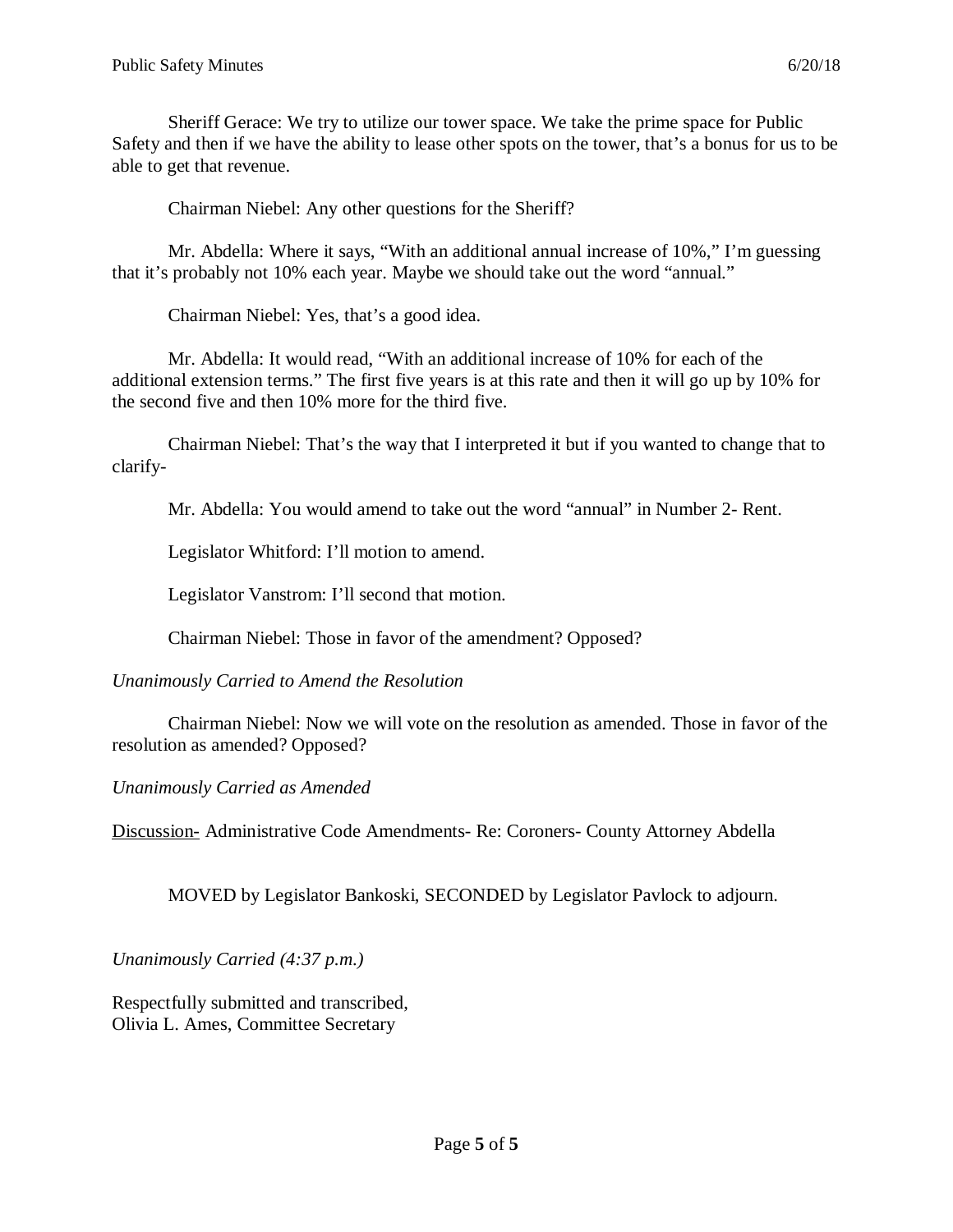Sheriff Gerace: We try to utilize our tower space. We take the prime space for Public Safety and then if we have the ability to lease other spots on the tower, that's a bonus for us to be able to get that revenue.

Chairman Niebel: Any other questions for the Sheriff?

Mr. Abdella: Where it says, "With an additional annual increase of 10%," I'm guessing that it's probably not 10% each year. Maybe we should take out the word "annual."

Chairman Niebel: Yes, that's a good idea.

Mr. Abdella: It would read, "With an additional increase of 10% for each of the additional extension terms." The first five years is at this rate and then it will go up by 10% for the second five and then 10% more for the third five.

Chairman Niebel: That's the way that I interpreted it but if you wanted to change that to clarify-

Mr. Abdella: You would amend to take out the word "annual" in Number 2- Rent.

Legislator Whitford: I'll motion to amend.

Legislator Vanstrom: I'll second that motion.

Chairman Niebel: Those in favor of the amendment? Opposed?

*Unanimously Carried to Amend the Resolution*

Chairman Niebel: Now we will vote on the resolution as amended. Those in favor of the resolution as amended? Opposed?

*Unanimously Carried as Amended*

<u>Discussion-</u> Administrative Code Amendments- Re: Coroners- County Attorney Abdella

MOVED by Legislator Bankoski, SECONDED by Legislator Pavlock to adjourn.

*Unanimously Carried (4:37 p.m.)*

Respectfully submitted and transcribed,
Olivia L. Ames, Committee Secretary